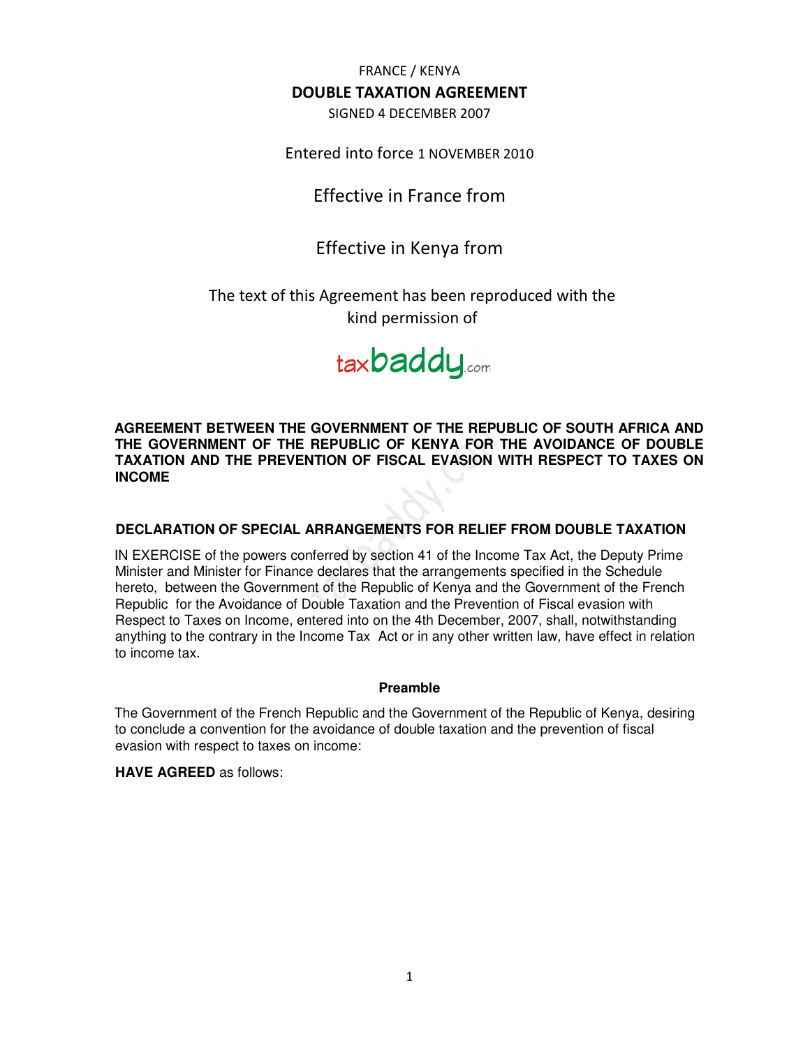FRANCE / KENYA

# DOUBLE TAXATION AGREEMENT

SIGNED 4 DECEMBER 2007

Entered into force 1 NOVEMBER 2010

Effective in France from

Effective in Kenya from

The text of this Agreement has been reproduced with the kind permission of

taxbaddy.com

**AGREEMENT BETWEEN THE GOVERNMENT OF THE REPUBLIC OF SOUTH AFRICA AND THE GOVERNMENT OF THE REPUBLIC OF KENYA FOR THE AVOIDANCE OF DOUBLE TAXATION AND THE PREVENTION OF FISCAL EVASION WITH RESPECT TO TAXES ON INCOME**

**DECLARATION OF SPECIAL ARRANGEMENTS FOR RELIEF FROM DOUBLE TAXATION**

IN EXERCISE of the powers conferred by section 41 of the Income Tax Act, the Deputy Prime Minister and Minister for Finance declares that the arrangements specified in the Schedule hereto, between the Government of the Republic of Kenya and the Government of the French Republic for the Avoidance of Double Taxation and the Prevention of Fiscal evasion with Respect to Taxes on Income, entered into on the 4th December, 2007, shall, notwithstanding anything to the contrary in the Income Tax Act or in any other written law, have effect in relation to income tax.

**Preamble**

The Government of the French Republic and the Government of the Republic of Kenya, desiring to conclude a convention for the avoidance of double taxation and the prevention of fiscal evasion with respect to taxes on income:

**HAVE AGREED** as follows: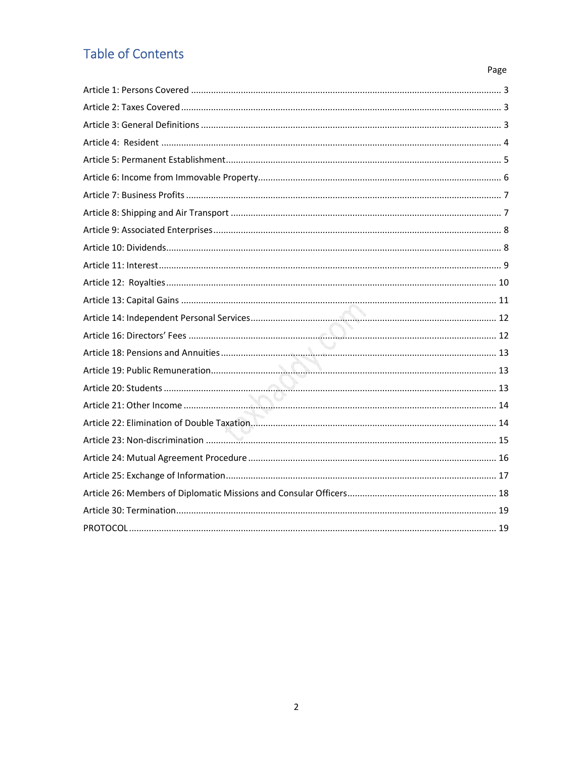# Table of Contents

| | Page |
|---|---|
| Article 1: Persons Covered | 3 |
| Article 2: Taxes Covered | 3 |
| Article 3: General Definitions | 3 |
| Article 4: Resident | 4 |
| Article 5: Permanent Establishment | 5 |
| Article 6: Income from Immovable Property | 6 |
| Article 7: Business Profits | 7 |
| Article 8: Shipping and Air Transport | 7 |
| Article 9: Associated Enterprises | 8 |
| Article 10: Dividends | 8 |
| Article 11: Interest | 9 |
| Article 12: Royalties | 10 |
| Article 13: Capital Gains | 11 |
| Article 14: Independent Personal Services | 12 |
| Article 16: Directors' Fees | 12 |
| Article 18: Pensions and Annuities | 13 |
| Article 19: Public Remuneration | 13 |
| Article 20: Students | 13 |
| Article 21: Other Income | 14 |
| Article 22: Elimination of Double Taxation | 14 |
| Article 23: Non-discrimination | 15 |
| Article 24: Mutual Agreement Procedure | 16 |
| Article 25: Exchange of Information | 17 |
| Article 26: Members of Diplomatic Missions and Consular Officers | 18 |
| Article 30: Termination | 19 |
| PROTOCOL | 19 |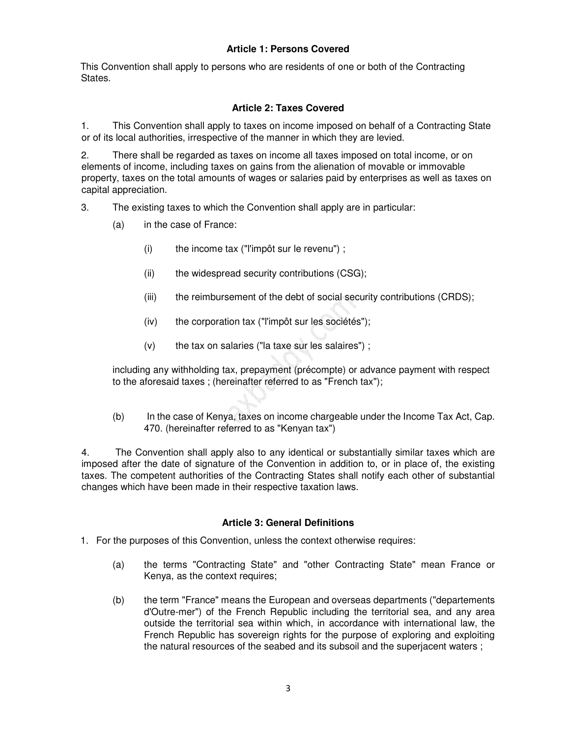### Article 1: Persons Covered

This Convention shall apply to persons who are residents of one or both of the Contracting States.

### Article 2: Taxes Covered

1. This Convention shall apply to taxes on income imposed on behalf of a Contracting State or of its local authorities, irrespective of the manner in which they are levied.

2. There shall be regarded as taxes on income all taxes imposed on total income, or on elements of income, including taxes on gains from the alienation of movable or immovable property, taxes on the total amounts of wages or salaries paid by enterprises as well as taxes on capital appreciation.

3. The existing taxes to which the Convention shall apply are in particular:

   (a) in the case of France:

      (i) the income tax ("l'impôt sur le revenu") ;

      (ii) the widespread security contributions (CSG);

      (iii) the reimbursement of the debt of social security contributions (CRDS);

      (iv) the corporation tax ("l'impôt sur les sociétés");

      (v) the tax on salaries ("la taxe sur les salaires") ;

   including any withholding tax, prepayment (précompte) or advance payment with respect to the aforesaid taxes ; (hereinafter referred to as "French tax");

   (b) In the case of Kenya, taxes on income chargeable under the Income Tax Act, Cap. 470. (hereinafter referred to as "Kenyan tax")

4. The Convention shall apply also to any identical or substantially similar taxes which are imposed after the date of signature of the Convention in addition to, or in place of, the existing taxes. The competent authorities of the Contracting States shall notify each other of substantial changes which have been made in their respective taxation laws.

### Article 3: General Definitions

1. For the purposes of this Convention, unless the context otherwise requires:

   (a) the terms "Contracting State" and "other Contracting State" mean France or Kenya, as the context requires;

   (b) the term "France" means the European and overseas departments ("departements d'Outre-mer") of the French Republic including the territorial sea, and any area outside the territorial sea within which, in accordance with international law, the French Republic has sovereign rights for the purpose of exploring and exploiting the natural resources of the seabed and its subsoil and the superjacent waters ;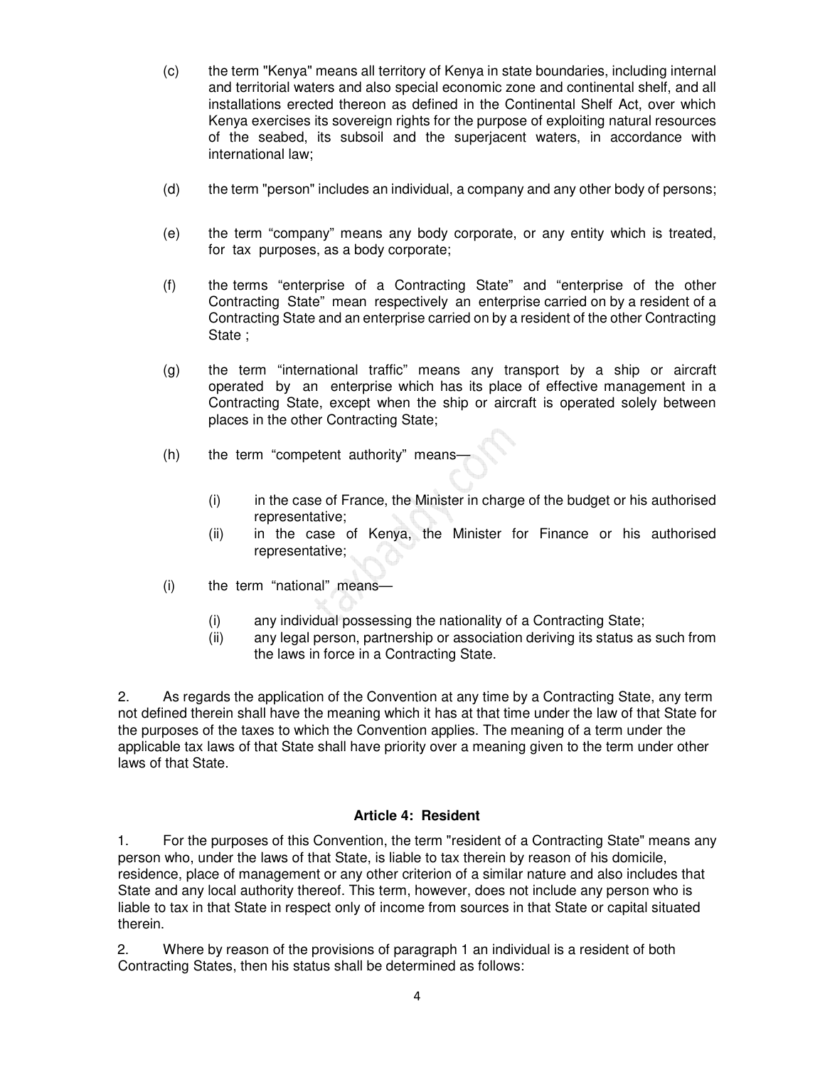(c) the term "Kenya" means all territory of Kenya in state boundaries, including internal and territorial waters and also special economic zone and continental shelf, and all installations erected thereon as defined in the Continental Shelf Act, over which Kenya exercises its sovereign rights for the purpose of exploiting natural resources of the seabed, its subsoil and the superjacent waters, in accordance with international law;

(d) the term "person" includes an individual, a company and any other body of persons;

(e) the term "company" means any body corporate, or any entity which is treated, for tax purposes, as a body corporate;

(f) the terms "enterprise of a Contracting State" and "enterprise of the other Contracting State" mean respectively an enterprise carried on by a resident of a Contracting State and an enterprise carried on by a resident of the other Contracting State ;

(g) the term "international traffic" means any transport by a ship or aircraft operated by an enterprise which has its place of effective management in a Contracting State, except when the ship or aircraft is operated solely between places in the other Contracting State;

(h) the term "competent authority" means—

  (i) in the case of France, the Minister in charge of the budget or his authorised representative;
  (ii) in the case of Kenya, the Minister for Finance or his authorised representative;

(i) the term "national" means—

  (i) any individual possessing the nationality of a Contracting State;
  (ii) any legal person, partnership or association deriving its status as such from the laws in force in a Contracting State.

2. As regards the application of the Convention at any time by a Contracting State, any term not defined therein shall have the meaning which it has at that time under the law of that State for the purposes of the taxes to which the Convention applies. The meaning of a term under the applicable tax laws of that State shall have priority over a meaning given to the term under other laws of that State.

### Article 4: Resident

1. For the purposes of this Convention, the term "resident of a Contracting State" means any person who, under the laws of that State, is liable to tax therein by reason of his domicile, residence, place of management or any other criterion of a similar nature and also includes that State and any local authority thereof. This term, however, does not include any person who is liable to tax in that State in respect only of income from sources in that State or capital situated therein.

2. Where by reason of the provisions of paragraph 1 an individual is a resident of both Contracting States, then his status shall be determined as follows: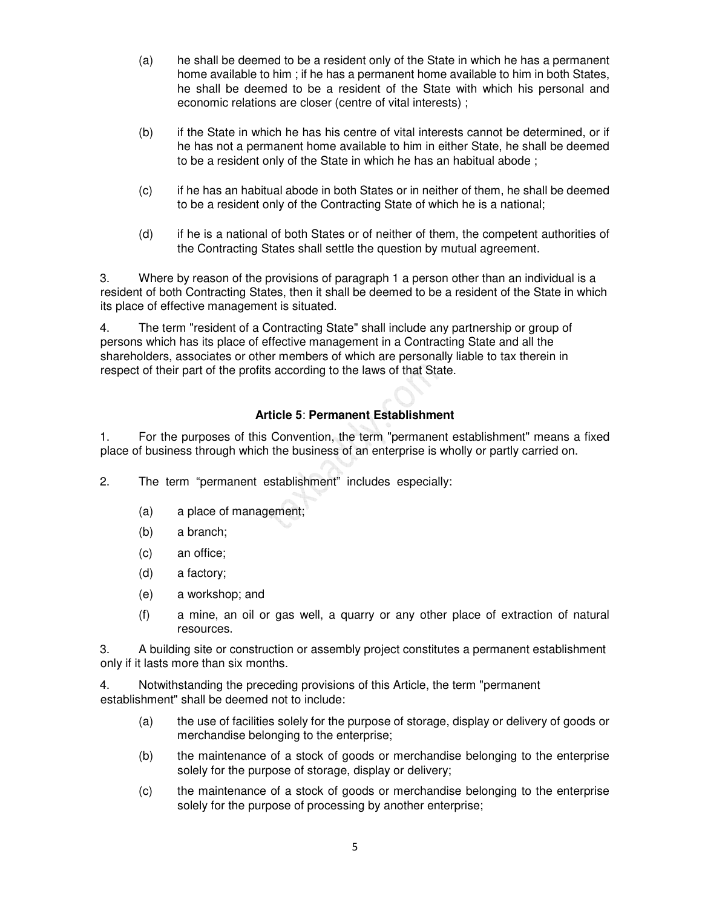(a) he shall be deemed to be a resident only of the State in which he has a permanent home available to him ; if he has a permanent home available to him in both States, he shall be deemed to be a resident of the State with which his personal and economic relations are closer (centre of vital interests) ;

(b) if the State in which he has his centre of vital interests cannot be determined, or if he has not a permanent home available to him in either State, he shall be deemed to be a resident only of the State in which he has an habitual abode ;

(c) if he has an habitual abode in both States or in neither of them, he shall be deemed to be a resident only of the Contracting State of which he is a national;

(d) if he is a national of both States or of neither of them, the competent authorities of the Contracting States shall settle the question by mutual agreement.

3. Where by reason of the provisions of paragraph 1 a person other than an individual is a resident of both Contracting States, then it shall be deemed to be a resident of the State in which its place of effective management is situated.

4. The term "resident of a Contracting State" shall include any partnership or group of persons which has its place of effective management in a Contracting State and all the shareholders, associates or other members of which are personally liable to tax therein in respect of their part of the profits according to the laws of that State.

**Article 5**: **Permanent Establishment**

1. For the purposes of this Convention, the term "permanent establishment" means a fixed place of business through which the business of an enterprise is wholly or partly carried on.

2. The term “permanent establishment” includes especially:

(a) a place of management;

(b) a branch;

(c) an office;

(d) a factory;

(e) a workshop; and

(f) a mine, an oil or gas well, a quarry or any other place of extraction of natural resources.

3. A building site or construction or assembly project constitutes a permanent establishment only if it lasts more than six months.

4. Notwithstanding the preceding provisions of this Article, the term "permanent establishment" shall be deemed not to include:

(a) the use of facilities solely for the purpose of storage, display or delivery of goods or merchandise belonging to the enterprise;

(b) the maintenance of a stock of goods or merchandise belonging to the enterprise solely for the purpose of storage, display or delivery;

(c) the maintenance of a stock of goods or merchandise belonging to the enterprise solely for the purpose of processing by another enterprise;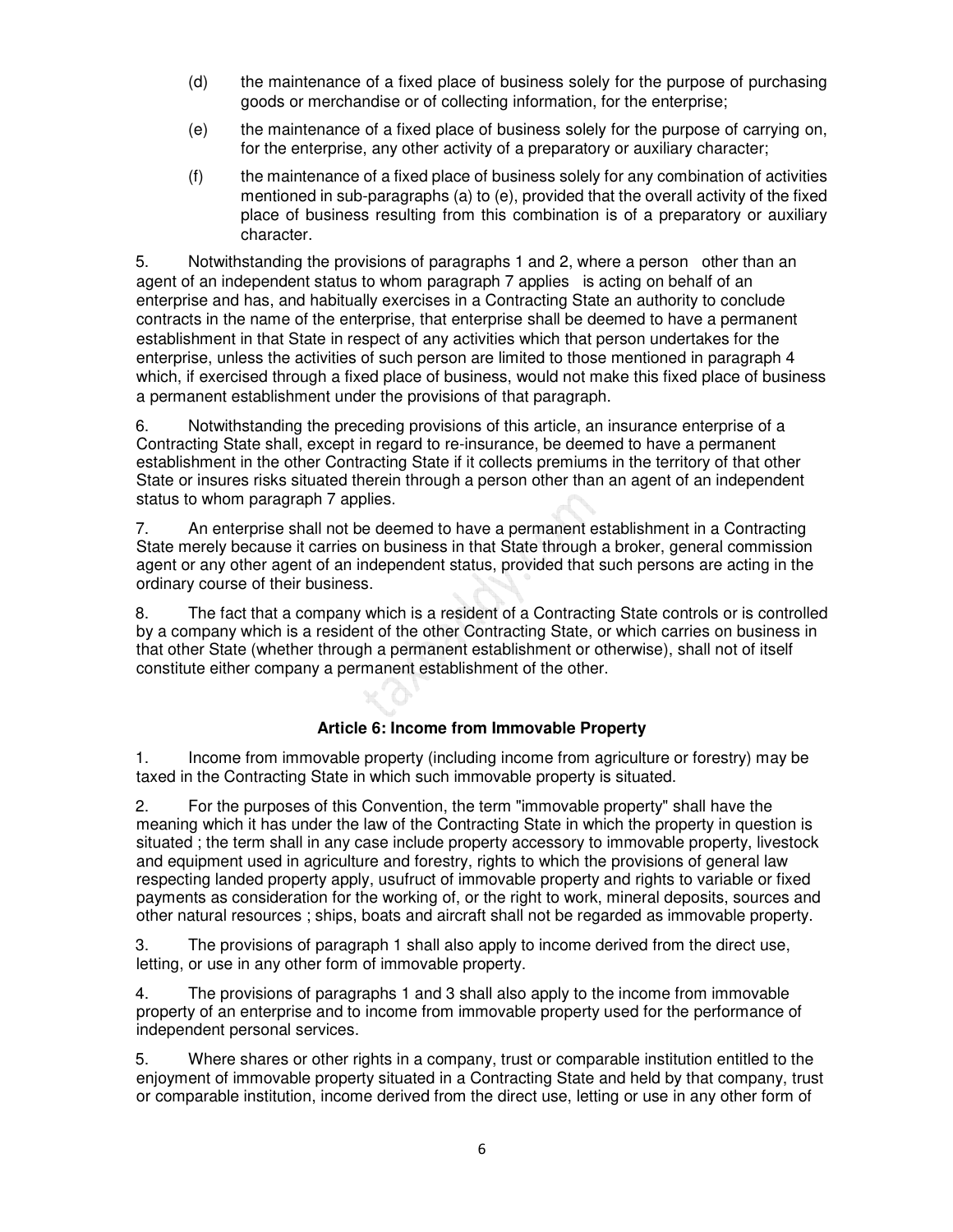(d) the maintenance of a fixed place of business solely for the purpose of purchasing goods or merchandise or of collecting information, for the enterprise;

(e) the maintenance of a fixed place of business solely for the purpose of carrying on, for the enterprise, any other activity of a preparatory or auxiliary character;

(f) the maintenance of a fixed place of business solely for any combination of activities mentioned in sub-paragraphs (a) to (e), provided that the overall activity of the fixed place of business resulting from this combination is of a preparatory or auxiliary character.

5. Notwithstanding the provisions of paragraphs 1 and 2, where a person other than an agent of an independent status to whom paragraph 7 applies is acting on behalf of an enterprise and has, and habitually exercises in a Contracting State an authority to conclude contracts in the name of the enterprise, that enterprise shall be deemed to have a permanent establishment in that State in respect of any activities which that person undertakes for the enterprise, unless the activities of such person are limited to those mentioned in paragraph 4 which, if exercised through a fixed place of business, would not make this fixed place of business a permanent establishment under the provisions of that paragraph.

6. Notwithstanding the preceding provisions of this article, an insurance enterprise of a Contracting State shall, except in regard to re-insurance, be deemed to have a permanent establishment in the other Contracting State if it collects premiums in the territory of that other State or insures risks situated therein through a person other than an agent of an independent status to whom paragraph 7 applies.

7. An enterprise shall not be deemed to have a permanent establishment in a Contracting State merely because it carries on business in that State through a broker, general commission agent or any other agent of an independent status, provided that such persons are acting in the ordinary course of their business.

8. The fact that a company which is a resident of a Contracting State controls or is controlled by a company which is a resident of the other Contracting State, or which carries on business in that other State (whether through a permanent establishment or otherwise), shall not of itself constitute either company a permanent establishment of the other.

### Article 6: Income from Immovable Property

1. Income from immovable property (including income from agriculture or forestry) may be taxed in the Contracting State in which such immovable property is situated.

2. For the purposes of this Convention, the term "immovable property" shall have the meaning which it has under the law of the Contracting State in which the property in question is situated ; the term shall in any case include property accessory to immovable property, livestock and equipment used in agriculture and forestry, rights to which the provisions of general law respecting landed property apply, usufruct of immovable property and rights to variable or fixed payments as consideration for the working of, or the right to work, mineral deposits, sources and other natural resources ; ships, boats and aircraft shall not be regarded as immovable property.

3. The provisions of paragraph 1 shall also apply to income derived from the direct use, letting, or use in any other form of immovable property.

4. The provisions of paragraphs 1 and 3 shall also apply to the income from immovable property of an enterprise and to income from immovable property used for the performance of independent personal services.

5. Where shares or other rights in a company, trust or comparable institution entitled to the enjoyment of immovable property situated in a Contracting State and held by that company, trust or comparable institution, income derived from the direct use, letting or use in any other form of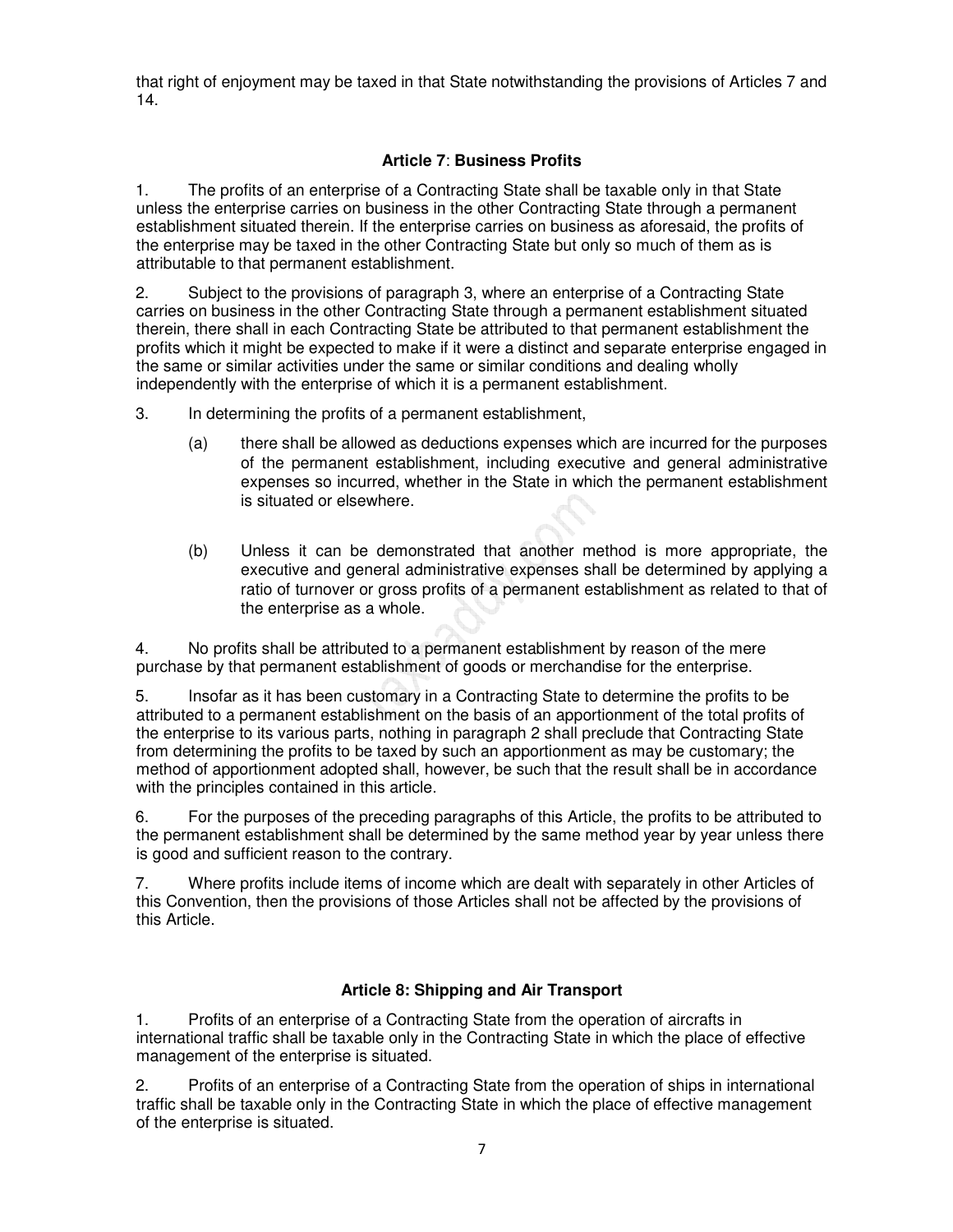that right of enjoyment may be taxed in that State notwithstanding the provisions of Articles 7 and 14.

### Article 7: Business Profits

1. The profits of an enterprise of a Contracting State shall be taxable only in that State unless the enterprise carries on business in the other Contracting State through a permanent establishment situated therein. If the enterprise carries on business as aforesaid, the profits of the enterprise may be taxed in the other Contracting State but only so much of them as is attributable to that permanent establishment.

2. Subject to the provisions of paragraph 3, where an enterprise of a Contracting State carries on business in the other Contracting State through a permanent establishment situated therein, there shall in each Contracting State be attributed to that permanent establishment the profits which it might be expected to make if it were a distinct and separate enterprise engaged in the same or similar activities under the same or similar conditions and dealing wholly independently with the enterprise of which it is a permanent establishment.

3. In determining the profits of a permanent establishment,

   (a) there shall be allowed as deductions expenses which are incurred for the purposes of the permanent establishment, including executive and general administrative expenses so incurred, whether in the State in which the permanent establishment is situated or elsewhere.

   (b) Unless it can be demonstrated that another method is more appropriate, the executive and general administrative expenses shall be determined by applying a ratio of turnover or gross profits of a permanent establishment as related to that of the enterprise as a whole.

4. No profits shall be attributed to a permanent establishment by reason of the mere purchase by that permanent establishment of goods or merchandise for the enterprise.

5. Insofar as it has been customary in a Contracting State to determine the profits to be attributed to a permanent establishment on the basis of an apportionment of the total profits of the enterprise to its various parts, nothing in paragraph 2 shall preclude that Contracting State from determining the profits to be taxed by such an apportionment as may be customary; the method of apportionment adopted shall, however, be such that the result shall be in accordance with the principles contained in this article.

6. For the purposes of the preceding paragraphs of this Article, the profits to be attributed to the permanent establishment shall be determined by the same method year by year unless there is good and sufficient reason to the contrary.

7. Where profits include items of income which are dealt with separately in other Articles of this Convention, then the provisions of those Articles shall not be affected by the provisions of this Article.

### Article 8: Shipping and Air Transport

1. Profits of an enterprise of a Contracting State from the operation of aircrafts in international traffic shall be taxable only in the Contracting State in which the place of effective management of the enterprise is situated.

2. Profits of an enterprise of a Contracting State from the operation of ships in international traffic shall be taxable only in the Contracting State in which the place of effective management of the enterprise is situated.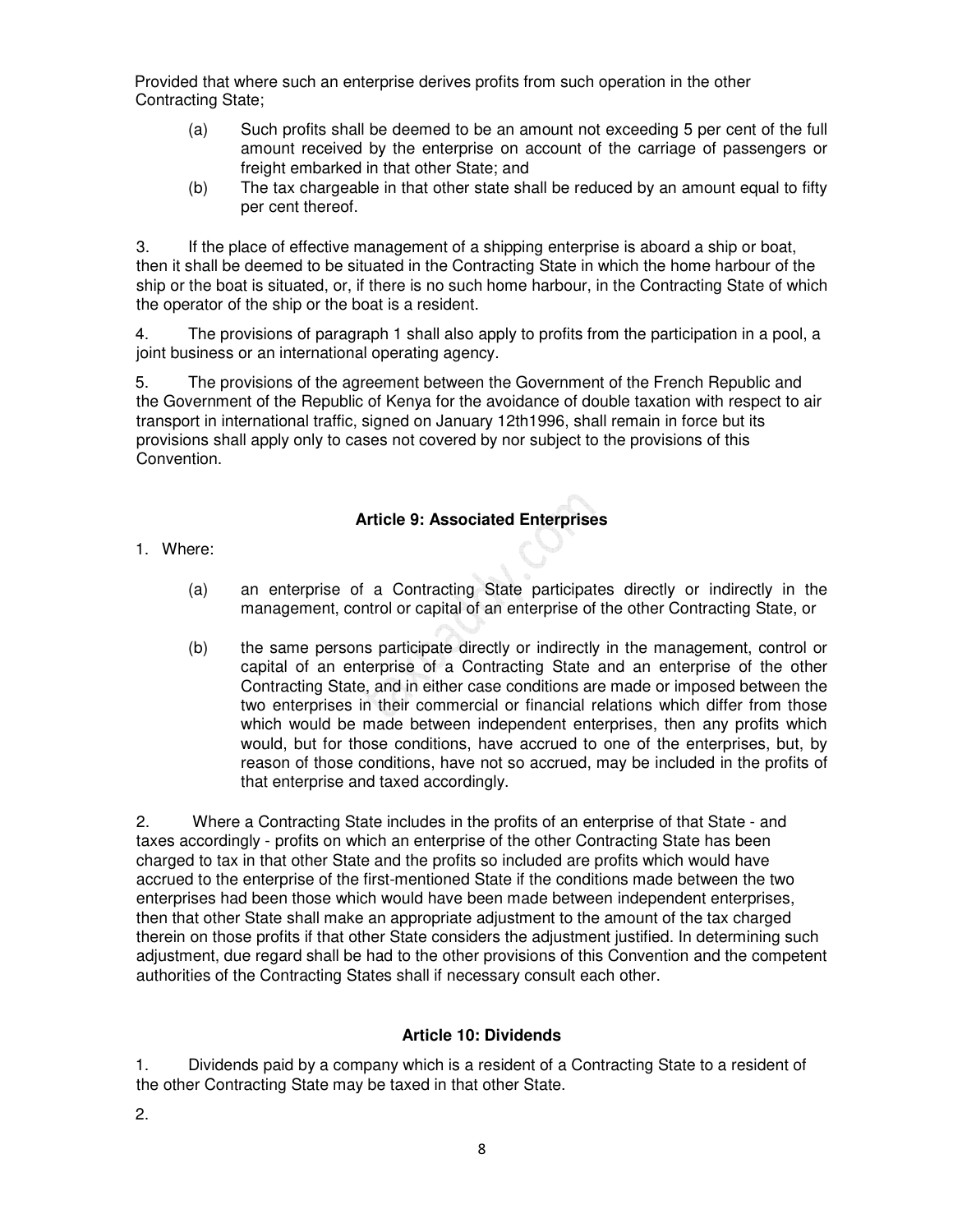Provided that where such an enterprise derives profits from such operation in the other Contracting State;

(a) Such profits shall be deemed to be an amount not exceeding 5 per cent of the full amount received by the enterprise on account of the carriage of passengers or freight embarked in that other State; and

(b) The tax chargeable in that other state shall be reduced by an amount equal to fifty per cent thereof.

3. If the place of effective management of a shipping enterprise is aboard a ship or boat, then it shall be deemed to be situated in the Contracting State in which the home harbour of the ship or the boat is situated, or, if there is no such home harbour, in the Contracting State of which the operator of the ship or the boat is a resident.

4. The provisions of paragraph 1 shall also apply to profits from the participation in a pool, a joint business or an international operating agency.

5. The provisions of the agreement between the Government of the French Republic and the Government of the Republic of Kenya for the avoidance of double taxation with respect to air transport in international traffic, signed on January 12th1996, shall remain in force but its provisions shall apply only to cases not covered by nor subject to the provisions of this Convention.

### Article 9: Associated Enterprises

1. Where:

(a) an enterprise of a Contracting State participates directly or indirectly in the management, control or capital of an enterprise of the other Contracting State, or

(b) the same persons participate directly or indirectly in the management, control or capital of an enterprise of a Contracting State and an enterprise of the other Contracting State, and in either case conditions are made or imposed between the two enterprises in their commercial or financial relations which differ from those which would be made between independent enterprises, then any profits which would, but for those conditions, have accrued to one of the enterprises, but, by reason of those conditions, have not so accrued, may be included in the profits of that enterprise and taxed accordingly.

2. Where a Contracting State includes in the profits of an enterprise of that State - and taxes accordingly - profits on which an enterprise of the other Contracting State has been charged to tax in that other State and the profits so included are profits which would have accrued to the enterprise of the first-mentioned State if the conditions made between the two enterprises had been those which would have been made between independent enterprises, then that other State shall make an appropriate adjustment to the amount of the tax charged therein on those profits if that other State considers the adjustment justified. In determining such adjustment, due regard shall be had to the other provisions of this Convention and the competent authorities of the Contracting States shall if necessary consult each other.

### Article 10: Dividends

1. Dividends paid by a company which is a resident of a Contracting State to a resident of the other Contracting State may be taxed in that other State.

2.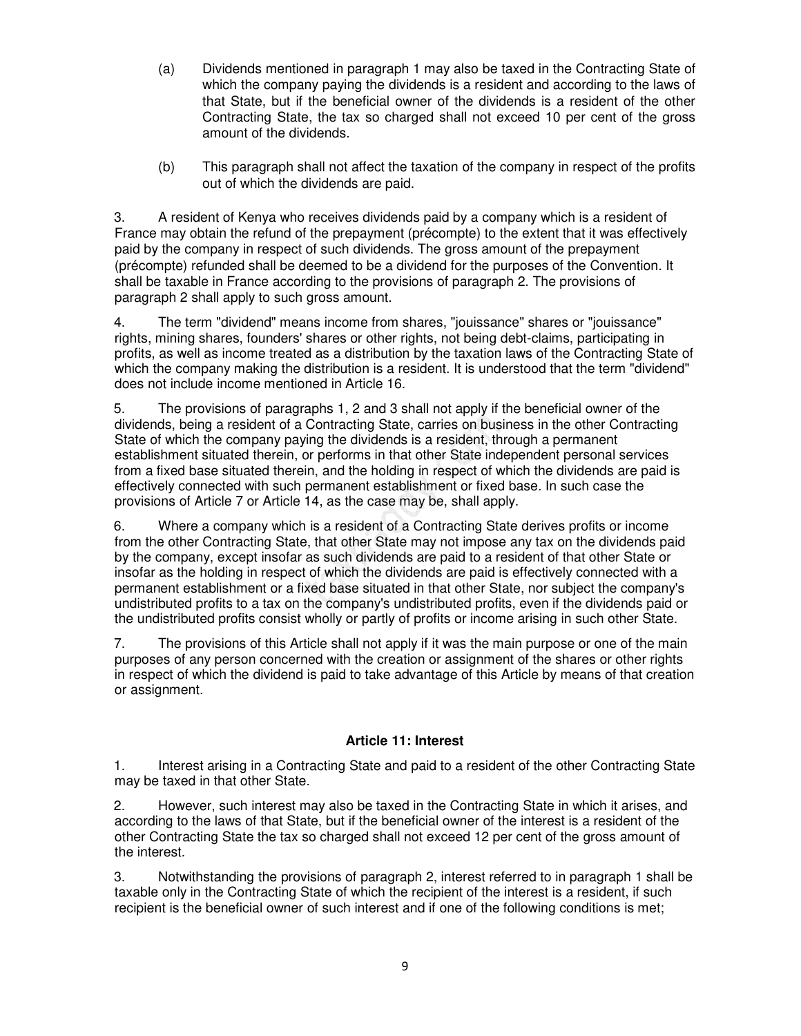(a) Dividends mentioned in paragraph 1 may also be taxed in the Contracting State of which the company paying the dividends is a resident and according to the laws of that State, but if the beneficial owner of the dividends is a resident of the other Contracting State, the tax so charged shall not exceed 10 per cent of the gross amount of the dividends.

(b) This paragraph shall not affect the taxation of the company in respect of the profits out of which the dividends are paid.

3. A resident of Kenya who receives dividends paid by a company which is a resident of France may obtain the refund of the prepayment (précompte) to the extent that it was effectively paid by the company in respect of such dividends. The gross amount of the prepayment (précompte) refunded shall be deemed to be a dividend for the purposes of the Convention. It shall be taxable in France according to the provisions of paragraph 2. The provisions of paragraph 2 shall apply to such gross amount.

4. The term "dividend" means income from shares, "jouissance" shares or "jouissance" rights, mining shares, founders' shares or other rights, not being debt-claims, participating in profits, as well as income treated as a distribution by the taxation laws of the Contracting State of which the company making the distribution is a resident. It is understood that the term "dividend" does not include income mentioned in Article 16.

5. The provisions of paragraphs 1, 2 and 3 shall not apply if the beneficial owner of the dividends, being a resident of a Contracting State, carries on business in the other Contracting State of which the company paying the dividends is a resident, through a permanent establishment situated therein, or performs in that other State independent personal services from a fixed base situated therein, and the holding in respect of which the dividends are paid is effectively connected with such permanent establishment or fixed base. In such case the provisions of Article 7 or Article 14, as the case may be, shall apply.

6. Where a company which is a resident of a Contracting State derives profits or income from the other Contracting State, that other State may not impose any tax on the dividends paid by the company, except insofar as such dividends are paid to a resident of that other State or insofar as the holding in respect of which the dividends are paid is effectively connected with a permanent establishment or a fixed base situated in that other State, nor subject the company's undistributed profits to a tax on the company's undistributed profits, even if the dividends paid or the undistributed profits consist wholly or partly of profits or income arising in such other State.

7. The provisions of this Article shall not apply if it was the main purpose or one of the main purposes of any person concerned with the creation or assignment of the shares or other rights in respect of which the dividend is paid to take advantage of this Article by means of that creation or assignment.

### Article 11: Interest

1. Interest arising in a Contracting State and paid to a resident of the other Contracting State may be taxed in that other State.

2. However, such interest may also be taxed in the Contracting State in which it arises, and according to the laws of that State, but if the beneficial owner of the interest is a resident of the other Contracting State the tax so charged shall not exceed 12 per cent of the gross amount of the interest.

3. Notwithstanding the provisions of paragraph 2, interest referred to in paragraph 1 shall be taxable only in the Contracting State of which the recipient of the interest is a resident, if such recipient is the beneficial owner of such interest and if one of the following conditions is met;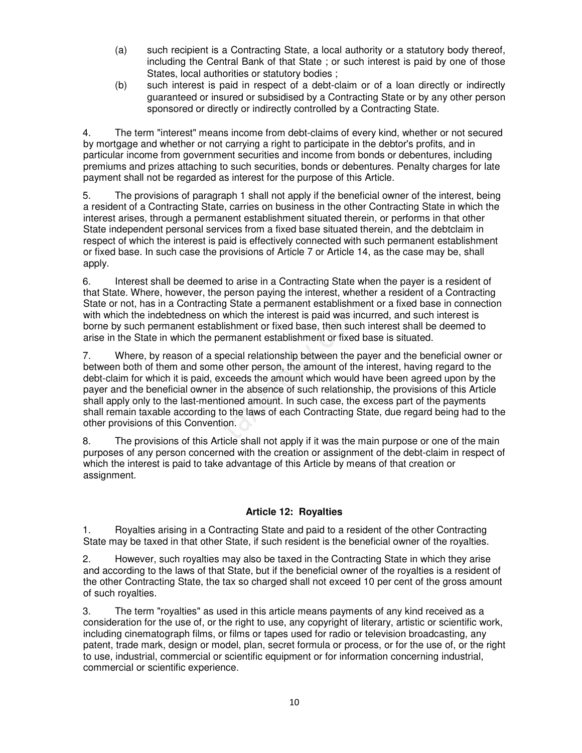(a) such recipient is a Contracting State, a local authority or a statutory body thereof, including the Central Bank of that State ; or such interest is paid by one of those States, local authorities or statutory bodies ;

(b) such interest is paid in respect of a debt-claim or of a loan directly or indirectly guaranteed or insured or subsidised by a Contracting State or by any other person sponsored or directly or indirectly controlled by a Contracting State.

4. The term "interest" means income from debt-claims of every kind, whether or not secured by mortgage and whether or not carrying a right to participate in the debtor's profits, and in particular income from government securities and income from bonds or debentures, including premiums and prizes attaching to such securities, bonds or debentures. Penalty charges for late payment shall not be regarded as interest for the purpose of this Article.

5. The provisions of paragraph 1 shall not apply if the beneficial owner of the interest, being a resident of a Contracting State, carries on business in the other Contracting State in which the interest arises, through a permanent establishment situated therein, or performs in that other State independent personal services from a fixed base situated therein, and the debtclaim in respect of which the interest is paid is effectively connected with such permanent establishment or fixed base. In such case the provisions of Article 7 or Article 14, as the case may be, shall apply.

6. Interest shall be deemed to arise in a Contracting State when the payer is a resident of that State. Where, however, the person paying the interest, whether a resident of a Contracting State or not, has in a Contracting State a permanent establishment or a fixed base in connection with which the indebtedness on which the interest is paid was incurred, and such interest is borne by such permanent establishment or fixed base, then such interest shall be deemed to arise in the State in which the permanent establishment or fixed base is situated.

7. Where, by reason of a special relationship between the payer and the beneficial owner or between both of them and some other person, the amount of the interest, having regard to the debt-claim for which it is paid, exceeds the amount which would have been agreed upon by the payer and the beneficial owner in the absence of such relationship, the provisions of this Article shall apply only to the last-mentioned amount. In such case, the excess part of the payments shall remain taxable according to the laws of each Contracting State, due regard being had to the other provisions of this Convention.

8. The provisions of this Article shall not apply if it was the main purpose or one of the main purposes of any person concerned with the creation or assignment of the debt-claim in respect of which the interest is paid to take advantage of this Article by means of that creation or assignment.

### Article 12: Royalties

1. Royalties arising in a Contracting State and paid to a resident of the other Contracting State may be taxed in that other State, if such resident is the beneficial owner of the royalties.

2. However, such royalties may also be taxed in the Contracting State in which they arise and according to the laws of that State, but if the beneficial owner of the royalties is a resident of the other Contracting State, the tax so charged shall not exceed 10 per cent of the gross amount of such royalties.

3. The term "royalties" as used in this article means payments of any kind received as a consideration for the use of, or the right to use, any copyright of literary, artistic or scientific work, including cinematograph films, or films or tapes used for radio or television broadcasting, any patent, trade mark, design or model, plan, secret formula or process, or for the use of, or the right to use, industrial, commercial or scientific equipment or for information concerning industrial, commercial or scientific experience.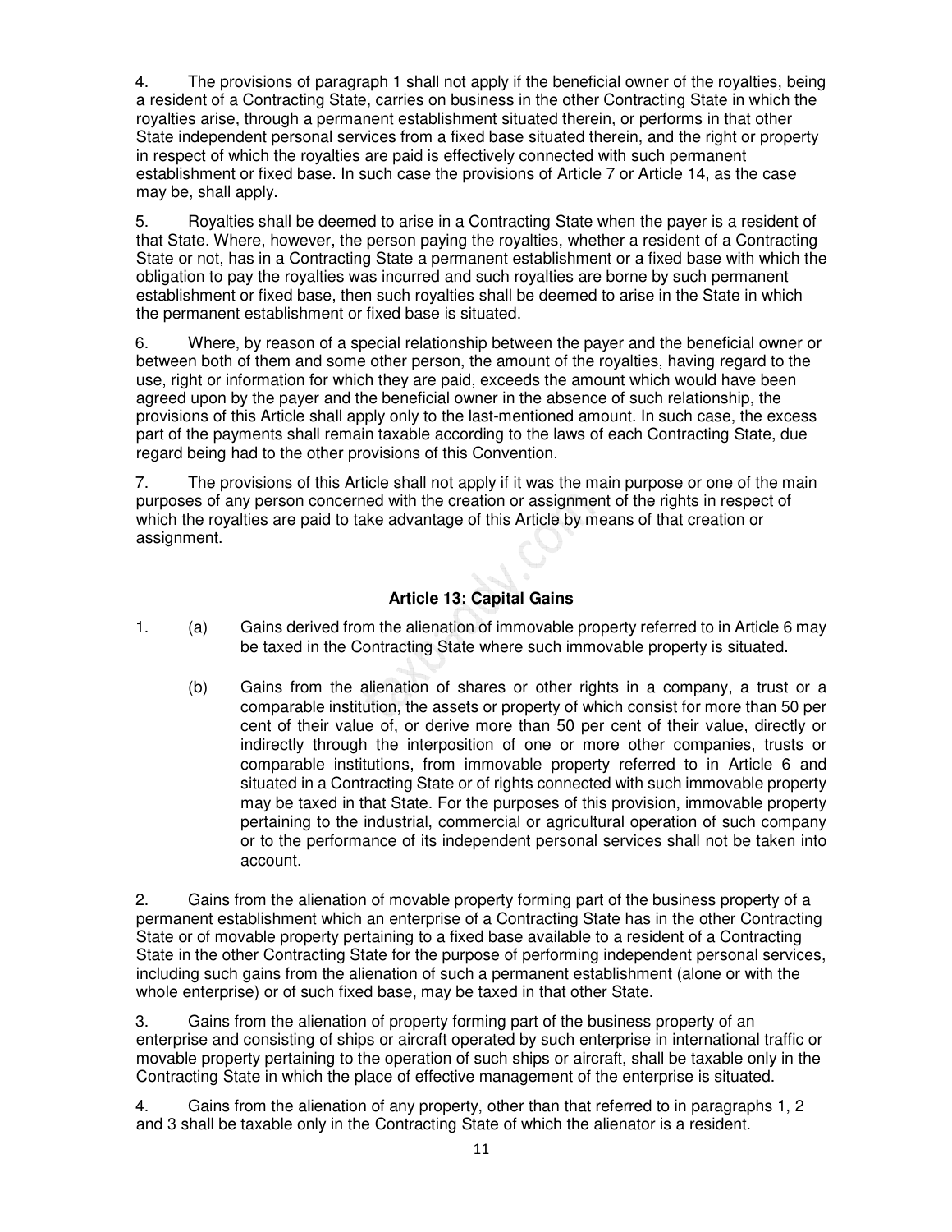4. The provisions of paragraph 1 shall not apply if the beneficial owner of the royalties, being a resident of a Contracting State, carries on business in the other Contracting State in which the royalties arise, through a permanent establishment situated therein, or performs in that other State independent personal services from a fixed base situated therein, and the right or property in respect of which the royalties are paid is effectively connected with such permanent establishment or fixed base. In such case the provisions of Article 7 or Article 14, as the case may be, shall apply.

5. Royalties shall be deemed to arise in a Contracting State when the payer is a resident of that State. Where, however, the person paying the royalties, whether a resident of a Contracting State or not, has in a Contracting State a permanent establishment or a fixed base with which the obligation to pay the royalties was incurred and such royalties are borne by such permanent establishment or fixed base, then such royalties shall be deemed to arise in the State in which the permanent establishment or fixed base is situated.

6. Where, by reason of a special relationship between the payer and the beneficial owner or between both of them and some other person, the amount of the royalties, having regard to the use, right or information for which they are paid, exceeds the amount which would have been agreed upon by the payer and the beneficial owner in the absence of such relationship, the provisions of this Article shall apply only to the last-mentioned amount. In such case, the excess part of the payments shall remain taxable according to the laws of each Contracting State, due regard being had to the other provisions of this Convention.

7. The provisions of this Article shall not apply if it was the main purpose or one of the main purposes of any person concerned with the creation or assignment of the rights in respect of which the royalties are paid to take advantage of this Article by means of that creation or assignment.

### Article 13: Capital Gains

1. (a) Gains derived from the alienation of immovable property referred to in Article 6 may be taxed in the Contracting State where such immovable property is situated.

   (b) Gains from the alienation of shares or other rights in a company, a trust or a comparable institution, the assets or property of which consist for more than 50 per cent of their value of, or derive more than 50 per cent of their value, directly or indirectly through the interposition of one or more other companies, trusts or comparable institutions, from immovable property referred to in Article 6 and situated in a Contracting State or of rights connected with such immovable property may be taxed in that State. For the purposes of this provision, immovable property pertaining to the industrial, commercial or agricultural operation of such company or to the performance of its independent personal services shall not be taken into account.

2. Gains from the alienation of movable property forming part of the business property of a permanent establishment which an enterprise of a Contracting State has in the other Contracting State or of movable property pertaining to a fixed base available to a resident of a Contracting State in the other Contracting State for the purpose of performing independent personal services, including such gains from the alienation of such a permanent establishment (alone or with the whole enterprise) or of such fixed base, may be taxed in that other State.

3. Gains from the alienation of property forming part of the business property of an enterprise and consisting of ships or aircraft operated by such enterprise in international traffic or movable property pertaining to the operation of such ships or aircraft, shall be taxable only in the Contracting State in which the place of effective management of the enterprise is situated.

4. Gains from the alienation of any property, other than that referred to in paragraphs 1, 2 and 3 shall be taxable only in the Contracting State of which the alienator is a resident.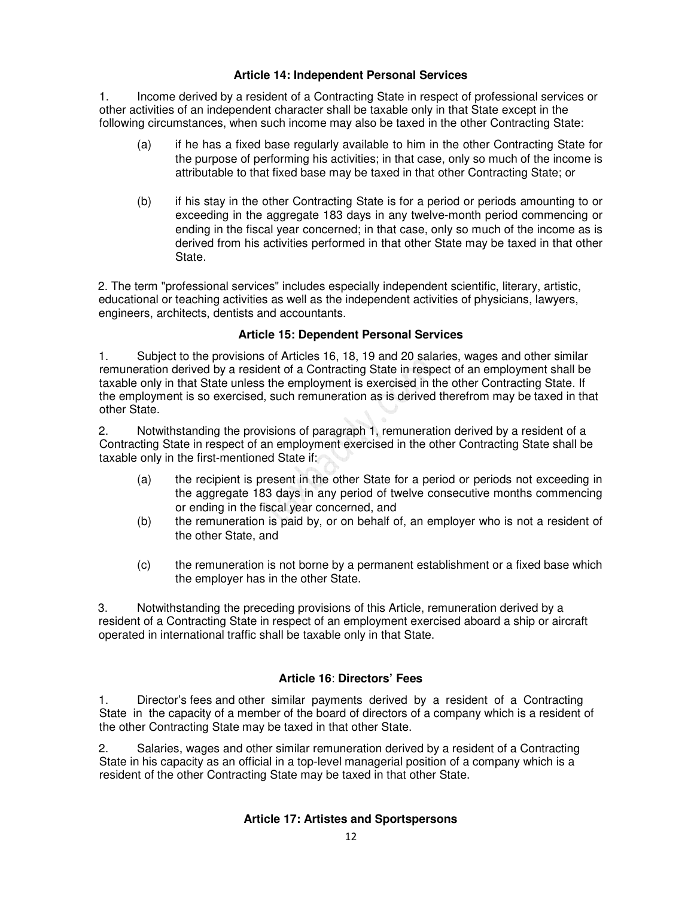### Article 14: Independent Personal Services

1. Income derived by a resident of a Contracting State in respect of professional services or other activities of an independent character shall be taxable only in that State except in the following circumstances, when such income may also be taxed in the other Contracting State:

   (a) if he has a fixed base regularly available to him in the other Contracting State for the purpose of performing his activities; in that case, only so much of the income is attributable to that fixed base may be taxed in that other Contracting State; or

   (b) if his stay in the other Contracting State is for a period or periods amounting to or exceeding in the aggregate 183 days in any twelve-month period commencing or ending in the fiscal year concerned; in that case, only so much of the income as is derived from his activities performed in that other State may be taxed in that other State.

2. The term "professional services" includes especially independent scientific, literary, artistic, educational or teaching activities as well as the independent activities of physicians, lawyers, engineers, architects, dentists and accountants.

### Article 15: Dependent Personal Services

1. Subject to the provisions of Articles 16, 18, 19 and 20 salaries, wages and other similar remuneration derived by a resident of a Contracting State in respect of an employment shall be taxable only in that State unless the employment is exercised in the other Contracting State. If the employment is so exercised, such remuneration as is derived therefrom may be taxed in that other State.

2. Notwithstanding the provisions of paragraph 1, remuneration derived by a resident of a Contracting State in respect of an employment exercised in the other Contracting State shall be taxable only in the first-mentioned State if:

   (a) the recipient is present in the other State for a period or periods not exceeding in the aggregate 183 days in any period of twelve consecutive months commencing or ending in the fiscal year concerned, and

   (b) the remuneration is paid by, or on behalf of, an employer who is not a resident of the other State, and

   (c) the remuneration is not borne by a permanent establishment or a fixed base which the employer has in the other State.

3. Notwithstanding the preceding provisions of this Article, remuneration derived by a resident of a Contracting State in respect of an employment exercised aboard a ship or aircraft operated in international traffic shall be taxable only in that State.

### Article 16: Directors' Fees

1. Director's fees and other similar payments derived by a resident of a Contracting State in the capacity of a member of the board of directors of a company which is a resident of the other Contracting State may be taxed in that other State.

2. Salaries, wages and other similar remuneration derived by a resident of a Contracting State in his capacity as an official in a top-level managerial position of a company which is a resident of the other Contracting State may be taxed in that other State.

### Article 17: Artistes and Sportspersons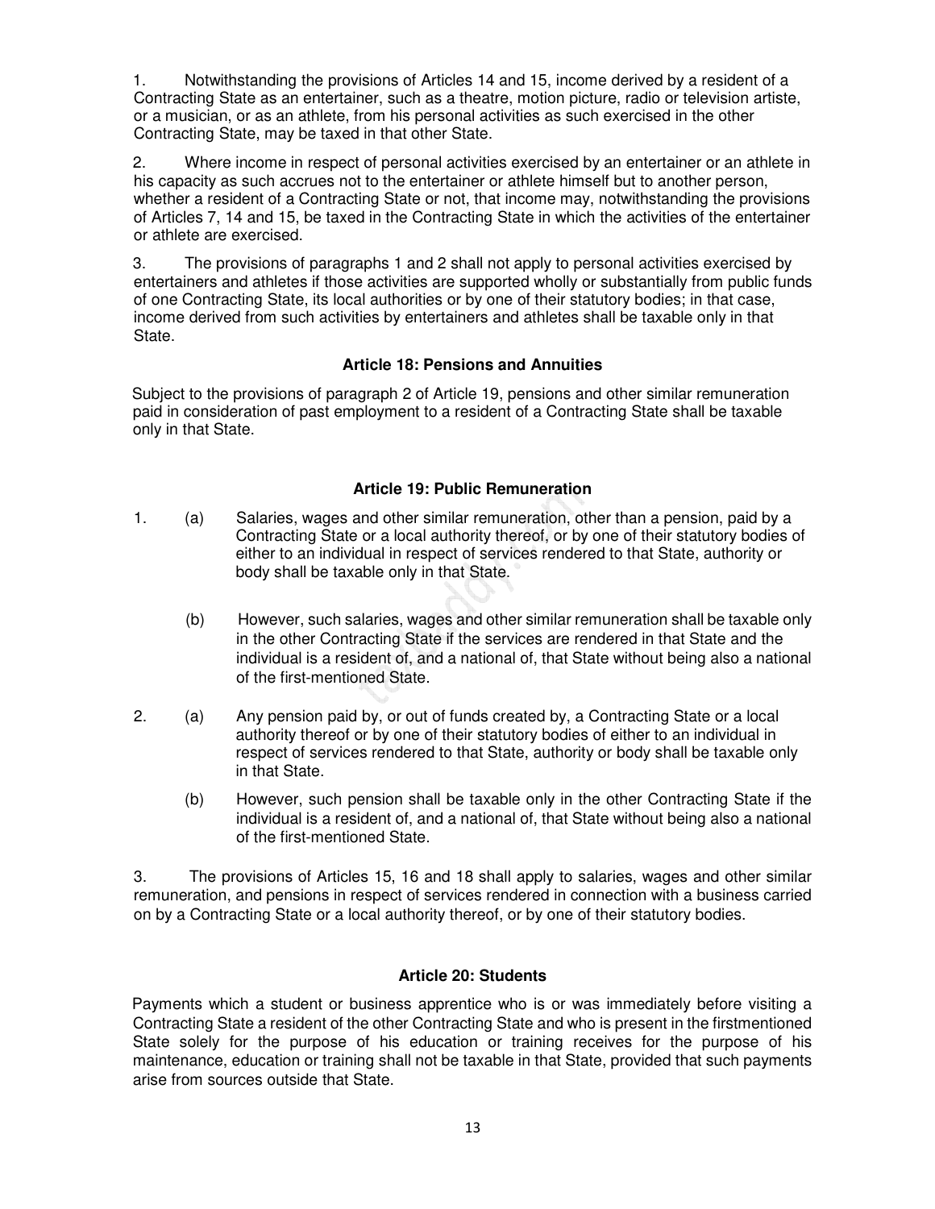1. Notwithstanding the provisions of Articles 14 and 15, income derived by a resident of a Contracting State as an entertainer, such as a theatre, motion picture, radio or television artiste, or a musician, or as an athlete, from his personal activities as such exercised in the other Contracting State, may be taxed in that other State.

2. Where income in respect of personal activities exercised by an entertainer or an athlete in his capacity as such accrues not to the entertainer or athlete himself but to another person, whether a resident of a Contracting State or not, that income may, notwithstanding the provisions of Articles 7, 14 and 15, be taxed in the Contracting State in which the activities of the entertainer or athlete are exercised.

3. The provisions of paragraphs 1 and 2 shall not apply to personal activities exercised by entertainers and athletes if those activities are supported wholly or substantially from public funds of one Contracting State, its local authorities or by one of their statutory bodies; in that case, income derived from such activities by entertainers and athletes shall be taxable only in that State.

### Article 18: Pensions and Annuities

Subject to the provisions of paragraph 2 of Article 19, pensions and other similar remuneration paid in consideration of past employment to a resident of a Contracting State shall be taxable only in that State.

### Article 19: Public Remuneration

1. (a) Salaries, wages and other similar remuneration, other than a pension, paid by a Contracting State or a local authority thereof, or by one of their statutory bodies of either to an individual in respect of services rendered to that State, authority or body shall be taxable only in that State.

   (b) However, such salaries, wages and other similar remuneration shall be taxable only in the other Contracting State if the services are rendered in that State and the individual is a resident of, and a national of, that State without being also a national of the first-mentioned State.

2. (a) Any pension paid by, or out of funds created by, a Contracting State or a local authority thereof or by one of their statutory bodies of either to an individual in respect of services rendered to that State, authority or body shall be taxable only in that State.

   (b) However, such pension shall be taxable only in the other Contracting State if the individual is a resident of, and a national of, that State without being also a national of the first-mentioned State.

3. The provisions of Articles 15, 16 and 18 shall apply to salaries, wages and other similar remuneration, and pensions in respect of services rendered in connection with a business carried on by a Contracting State or a local authority thereof, or by one of their statutory bodies.

### Article 20: Students

Payments which a student or business apprentice who is or was immediately before visiting a Contracting State a resident of the other Contracting State and who is present in the firstmentioned State solely for the purpose of his education or training receives for the purpose of his maintenance, education or training shall not be taxable in that State, provided that such payments arise from sources outside that State.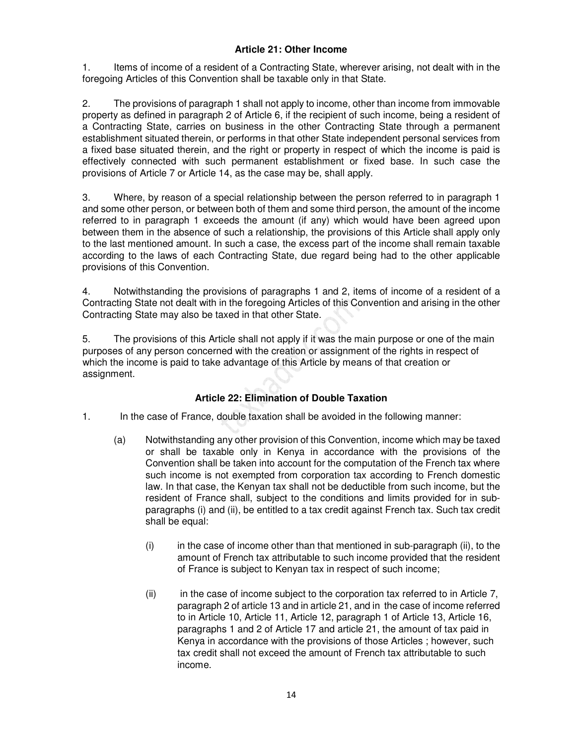### Article 21: Other Income

1. Items of income of a resident of a Contracting State, wherever arising, not dealt with in the foregoing Articles of this Convention shall be taxable only in that State.

2. The provisions of paragraph 1 shall not apply to income, other than income from immovable property as defined in paragraph 2 of Article 6, if the recipient of such income, being a resident of a Contracting State, carries on business in the other Contracting State through a permanent establishment situated therein, or performs in that other State independent personal services from a fixed base situated therein, and the right or property in respect of which the income is paid is effectively connected with such permanent establishment or fixed base. In such case the provisions of Article 7 or Article 14, as the case may be, shall apply.

3. Where, by reason of a special relationship between the person referred to in paragraph 1 and some other person, or between both of them and some third person, the amount of the income referred to in paragraph 1 exceeds the amount (if any) which would have been agreed upon between them in the absence of such a relationship, the provisions of this Article shall apply only to the last mentioned amount. In such a case, the excess part of the income shall remain taxable according to the laws of each Contracting State, due regard being had to the other applicable provisions of this Convention.

4. Notwithstanding the provisions of paragraphs 1 and 2, items of income of a resident of a Contracting State not dealt with in the foregoing Articles of this Convention and arising in the other Contracting State may also be taxed in that other State.

5. The provisions of this Article shall not apply if it was the main purpose or one of the main purposes of any person concerned with the creation or assignment of the rights in respect of which the income is paid to take advantage of this Article by means of that creation or assignment.

### Article 22: Elimination of Double Taxation

1. In the case of France, double taxation shall be avoided in the following manner:

    (a) Notwithstanding any other provision of this Convention, income which may be taxed or shall be taxable only in Kenya in accordance with the provisions of the Convention shall be taken into account for the computation of the French tax where such income is not exempted from corporation tax according to French domestic law. In that case, the Kenyan tax shall not be deductible from such income, but the resident of France shall, subject to the conditions and limits provided for in sub-paragraphs (i) and (ii), be entitled to a tax credit against French tax. Such tax credit shall be equal:

        (i) in the case of income other than that mentioned in sub-paragraph (ii), to the amount of French tax attributable to such income provided that the resident of France is subject to Kenyan tax in respect of such income;

        (ii) in the case of income subject to the corporation tax referred to in Article 7, paragraph 2 of article 13 and in article 21, and in the case of income referred to in Article 10, Article 11, Article 12, paragraph 1 of Article 13, Article 16, paragraphs 1 and 2 of Article 17 and article 21, the amount of tax paid in Kenya in accordance with the provisions of those Articles ; however, such tax credit shall not exceed the amount of French tax attributable to such income.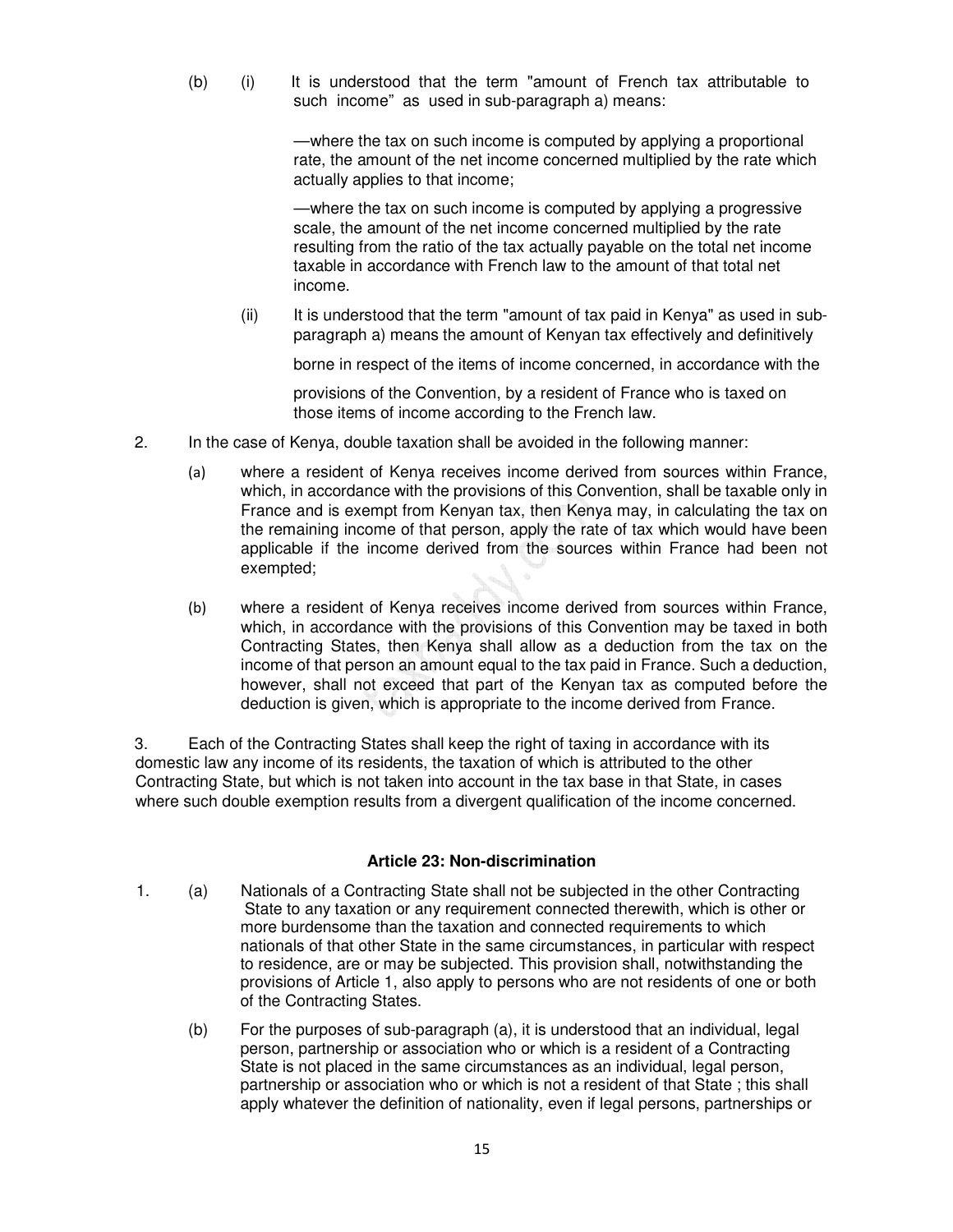(b) (i) It is understood that the term "amount of French tax attributable to such income" as used in sub-paragraph a) means:

—where the tax on such income is computed by applying a proportional rate, the amount of the net income concerned multiplied by the rate which actually applies to that income;

—where the tax on such income is computed by applying a progressive scale, the amount of the net income concerned multiplied by the rate resulting from the ratio of the tax actually payable on the total net income taxable in accordance with French law to the amount of that total net income.

(ii) It is understood that the term "amount of tax paid in Kenya" as used in sub-paragraph a) means the amount of Kenyan tax effectively and definitively borne in respect of the items of income concerned, in accordance with the provisions of the Convention, by a resident of France who is taxed on those items of income according to the French law.

2. In the case of Kenya, double taxation shall be avoided in the following manner:

(a) where a resident of Kenya receives income derived from sources within France, which, in accordance with the provisions of this Convention, shall be taxable only in France and is exempt from Kenyan tax, then Kenya may, in calculating the tax on the remaining income of that person, apply the rate of tax which would have been applicable if the income derived from the sources within France had been not exempted;

(b) where a resident of Kenya receives income derived from sources within France, which, in accordance with the provisions of this Convention may be taxed in both Contracting States, then Kenya shall allow as a deduction from the tax on the income of that person an amount equal to the tax paid in France. Such a deduction, however, shall not exceed that part of the Kenyan tax as computed before the deduction is given, which is appropriate to the income derived from France.

3. Each of the Contracting States shall keep the right of taxing in accordance with its domestic law any income of its residents, the taxation of which is attributed to the other Contracting State, but which is not taken into account in the tax base in that State, in cases where such double exemption results from a divergent qualification of the income concerned.

### Article 23: Non-discrimination

1. (a) Nationals of a Contracting State shall not be subjected in the other Contracting State to any taxation or any requirement connected therewith, which is other or more burdensome than the taxation and connected requirements to which nationals of that other State in the same circumstances, in particular with respect to residence, are or may be subjected. This provision shall, notwithstanding the provisions of Article 1, also apply to persons who are not residents of one or both of the Contracting States.

(b) For the purposes of sub-paragraph (a), it is understood that an individual, legal person, partnership or association who or which is a resident of a Contracting State is not placed in the same circumstances as an individual, legal person, partnership or association who or which is not a resident of that State ; this shall apply whatever the definition of nationality, even if legal persons, partnerships or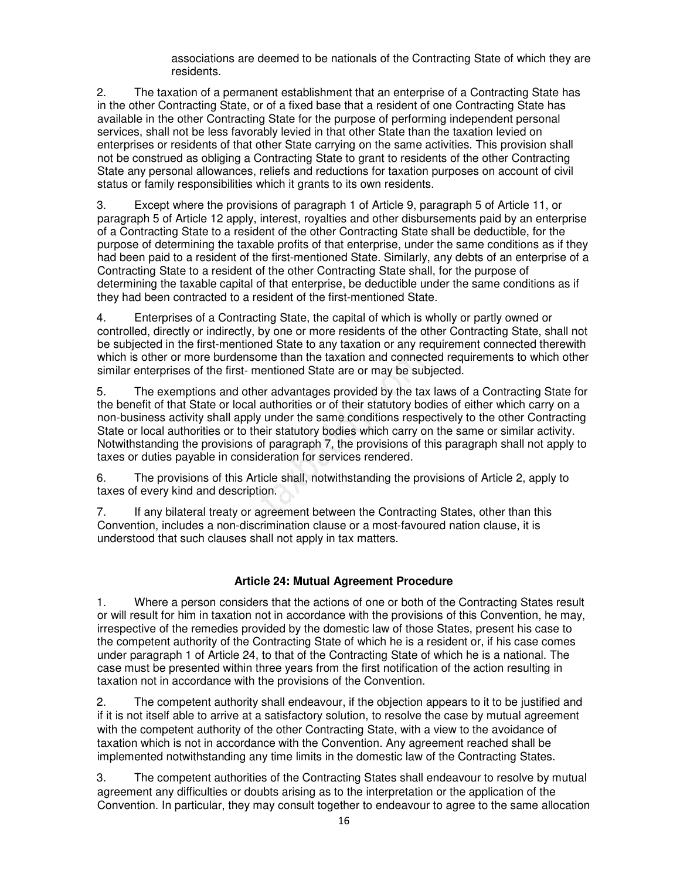associations are deemed to be nationals of the Contracting State of which they are residents.

2. The taxation of a permanent establishment that an enterprise of a Contracting State has in the other Contracting State, or of a fixed base that a resident of one Contracting State has available in the other Contracting State for the purpose of performing independent personal services, shall not be less favorably levied in that other State than the taxation levied on enterprises or residents of that other State carrying on the same activities. This provision shall not be construed as obliging a Contracting State to grant to residents of the other Contracting State any personal allowances, reliefs and reductions for taxation purposes on account of civil status or family responsibilities which it grants to its own residents.

3. Except where the provisions of paragraph 1 of Article 9, paragraph 5 of Article 11, or paragraph 5 of Article 12 apply, interest, royalties and other disbursements paid by an enterprise of a Contracting State to a resident of the other Contracting State shall be deductible, for the purpose of determining the taxable profits of that enterprise, under the same conditions as if they had been paid to a resident of the first-mentioned State. Similarly, any debts of an enterprise of a Contracting State to a resident of the other Contracting State shall, for the purpose of determining the taxable capital of that enterprise, be deductible under the same conditions as if they had been contracted to a resident of the first-mentioned State.

4. Enterprises of a Contracting State, the capital of which is wholly or partly owned or controlled, directly or indirectly, by one or more residents of the other Contracting State, shall not be subjected in the first-mentioned State to any taxation or any requirement connected therewith which is other or more burdensome than the taxation and connected requirements to which other similar enterprises of the first- mentioned State are or may be subjected.

5. The exemptions and other advantages provided by the tax laws of a Contracting State for the benefit of that State or local authorities or of their statutory bodies of either which carry on a non-business activity shall apply under the same conditions respectively to the other Contracting State or local authorities or to their statutory bodies which carry on the same or similar activity. Notwithstanding the provisions of paragraph 7, the provisions of this paragraph shall not apply to taxes or duties payable in consideration for services rendered.

6. The provisions of this Article shall, notwithstanding the provisions of Article 2, apply to taxes of every kind and description.

7. If any bilateral treaty or agreement between the Contracting States, other than this Convention, includes a non-discrimination clause or a most-favoured nation clause, it is understood that such clauses shall not apply in tax matters.

### Article 24: Mutual Agreement Procedure

1. Where a person considers that the actions of one or both of the Contracting States result or will result for him in taxation not in accordance with the provisions of this Convention, he may, irrespective of the remedies provided by the domestic law of those States, present his case to the competent authority of the Contracting State of which he is a resident or, if his case comes under paragraph 1 of Article 24, to that of the Contracting State of which he is a national. The case must be presented within three years from the first notification of the action resulting in taxation not in accordance with the provisions of the Convention.

2. The competent authority shall endeavour, if the objection appears to it to be justified and if it is not itself able to arrive at a satisfactory solution, to resolve the case by mutual agreement with the competent authority of the other Contracting State, with a view to the avoidance of taxation which is not in accordance with the Convention. Any agreement reached shall be implemented notwithstanding any time limits in the domestic law of the Contracting States.

3. The competent authorities of the Contracting States shall endeavour to resolve by mutual agreement any difficulties or doubts arising as to the interpretation or the application of the Convention. In particular, they may consult together to endeavour to agree to the same allocation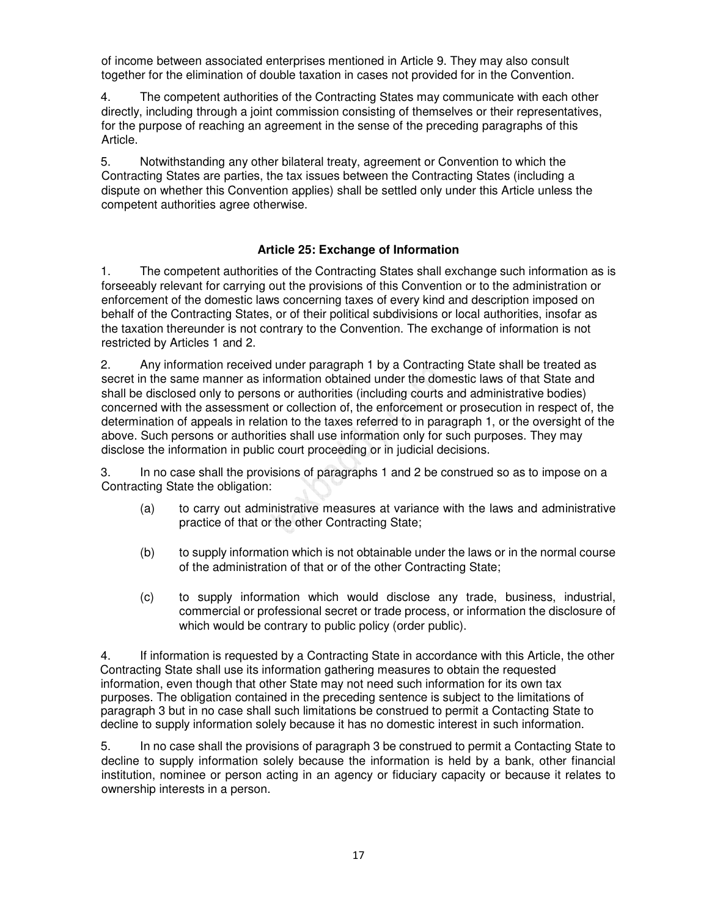of income between associated enterprises mentioned in Article 9. They may also consult together for the elimination of double taxation in cases not provided for in the Convention.

4. The competent authorities of the Contracting States may communicate with each other directly, including through a joint commission consisting of themselves or their representatives, for the purpose of reaching an agreement in the sense of the preceding paragraphs of this Article.

5. Notwithstanding any other bilateral treaty, agreement or Convention to which the Contracting States are parties, the tax issues between the Contracting States (including a dispute on whether this Convention applies) shall be settled only under this Article unless the competent authorities agree otherwise.

### Article 25: Exchange of Information

1. The competent authorities of the Contracting States shall exchange such information as is forseeably relevant for carrying out the provisions of this Convention or to the administration or enforcement of the domestic laws concerning taxes of every kind and description imposed on behalf of the Contracting States, or of their political subdivisions or local authorities, insofar as the taxation thereunder is not contrary to the Convention. The exchange of information is not restricted by Articles 1 and 2.

2. Any information received under paragraph 1 by a Contracting State shall be treated as secret in the same manner as information obtained under the domestic laws of that State and shall be disclosed only to persons or authorities (including courts and administrative bodies) concerned with the assessment or collection of, the enforcement or prosecution in respect of, the determination of appeals in relation to the taxes referred to in paragraph 1, or the oversight of the above. Such persons or authorities shall use information only for such purposes. They may disclose the information in public court proceeding or in judicial decisions.

3. In no case shall the provisions of paragraphs 1 and 2 be construed so as to impose on a Contracting State the obligation:

(a) to carry out administrative measures at variance with the laws and administrative practice of that or the other Contracting State;

(b) to supply information which is not obtainable under the laws or in the normal course of the administration of that or of the other Contracting State;

(c) to supply information which would disclose any trade, business, industrial, commercial or professional secret or trade process, or information the disclosure of which would be contrary to public policy (order public).

4. If information is requested by a Contracting State in accordance with this Article, the other Contracting State shall use its information gathering measures to obtain the requested information, even though that other State may not need such information for its own tax purposes. The obligation contained in the preceding sentence is subject to the limitations of paragraph 3 but in no case shall such limitations be construed to permit a Contacting State to decline to supply information solely because it has no domestic interest in such information.

5. In no case shall the provisions of paragraph 3 be construed to permit a Contacting State to decline to supply information solely because the information is held by a bank, other financial institution, nominee or person acting in an agency or fiduciary capacity or because it relates to ownership interests in a person.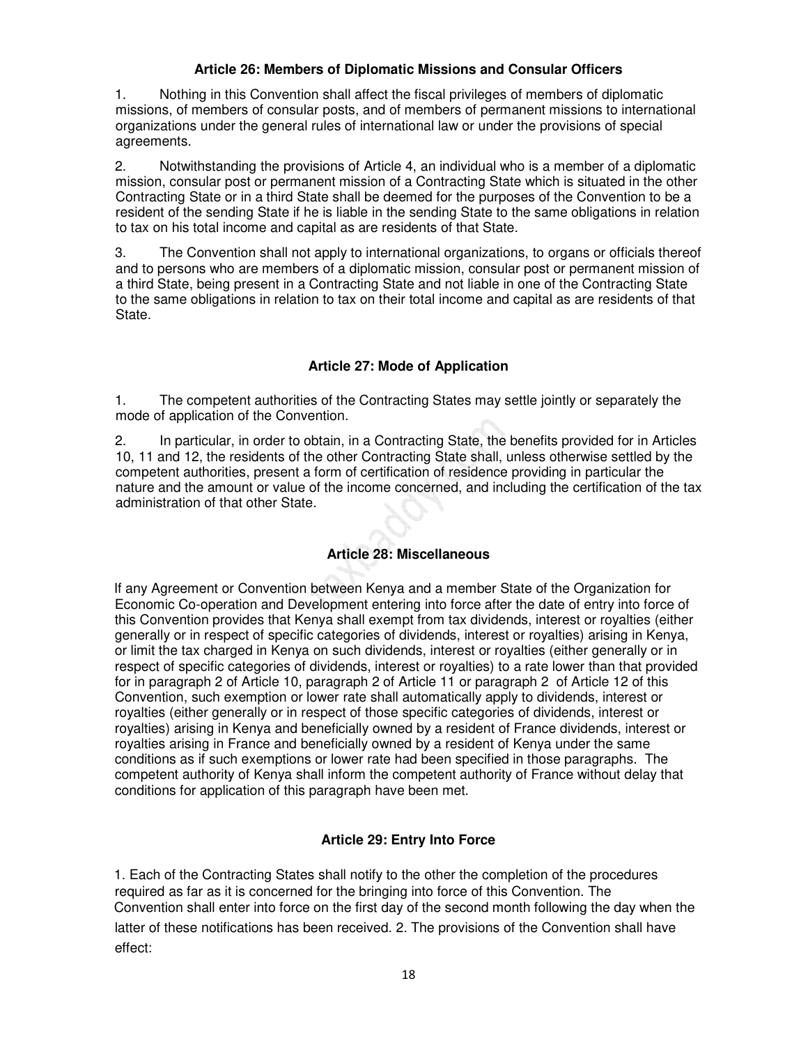### Article 26: Members of Diplomatic Missions and Consular Officers

1. Nothing in this Convention shall affect the fiscal privileges of members of diplomatic missions, of members of consular posts, and of members of permanent missions to international organizations under the general rules of international law or under the provisions of special agreements.

2. Notwithstanding the provisions of Article 4, an individual who is a member of a diplomatic mission, consular post or permanent mission of a Contracting State which is situated in the other Contracting State or in a third State shall be deemed for the purposes of the Convention to be a resident of the sending State if he is liable in the sending State to the same obligations in relation to tax on his total income and capital as are residents of that State.

3. The Convention shall not apply to international organizations, to organs or officials thereof and to persons who are members of a diplomatic mission, consular post or permanent mission of a third State, being present in a Contracting State and not liable in one of the Contracting State to the same obligations in relation to tax on their total income and capital as are residents of that State.

### Article 27: Mode of Application

1. The competent authorities of the Contracting States may settle jointly or separately the mode of application of the Convention.

2. In particular, in order to obtain, in a Contracting State, the benefits provided for in Articles 10, 11 and 12, the residents of the other Contracting State shall, unless otherwise settled by the competent authorities, present a form of certification of residence providing in particular the nature and the amount or value of the income concerned, and including the certification of the tax administration of that other State.

### Article 28: Miscellaneous

If any Agreement or Convention between Kenya and a member State of the Organization for Economic Co-operation and Development entering into force after the date of entry into force of this Convention provides that Kenya shall exempt from tax dividends, interest or royalties (either generally or in respect of specific categories of dividends, interest or royalties) arising in Kenya, or limit the tax charged in Kenya on such dividends, interest or royalties (either generally or in respect of specific categories of dividends, interest or royalties) to a rate lower than that provided for in paragraph 2 of Article 10, paragraph 2 of Article 11 or paragraph 2 of Article 12 of this Convention, such exemption or lower rate shall automatically apply to dividends, interest or royalties (either generally or in respect of those specific categories of dividends, interest or royalties) arising in Kenya and beneficially owned by a resident of France dividends, interest or royalties arising in France and beneficially owned by a resident of Kenya under the same conditions as if such exemptions or lower rate had been specified in those paragraphs. The competent authority of Kenya shall inform the competent authority of France without delay that conditions for application of this paragraph have been met.

### Article 29: Entry Into Force

1. Each of the Contracting States shall notify to the other the completion of the procedures required as far as it is concerned for the bringing into force of this Convention. The Convention shall enter into force on the first day of the second month following the day when the latter of these notifications has been received. 2. The provisions of the Convention shall have effect: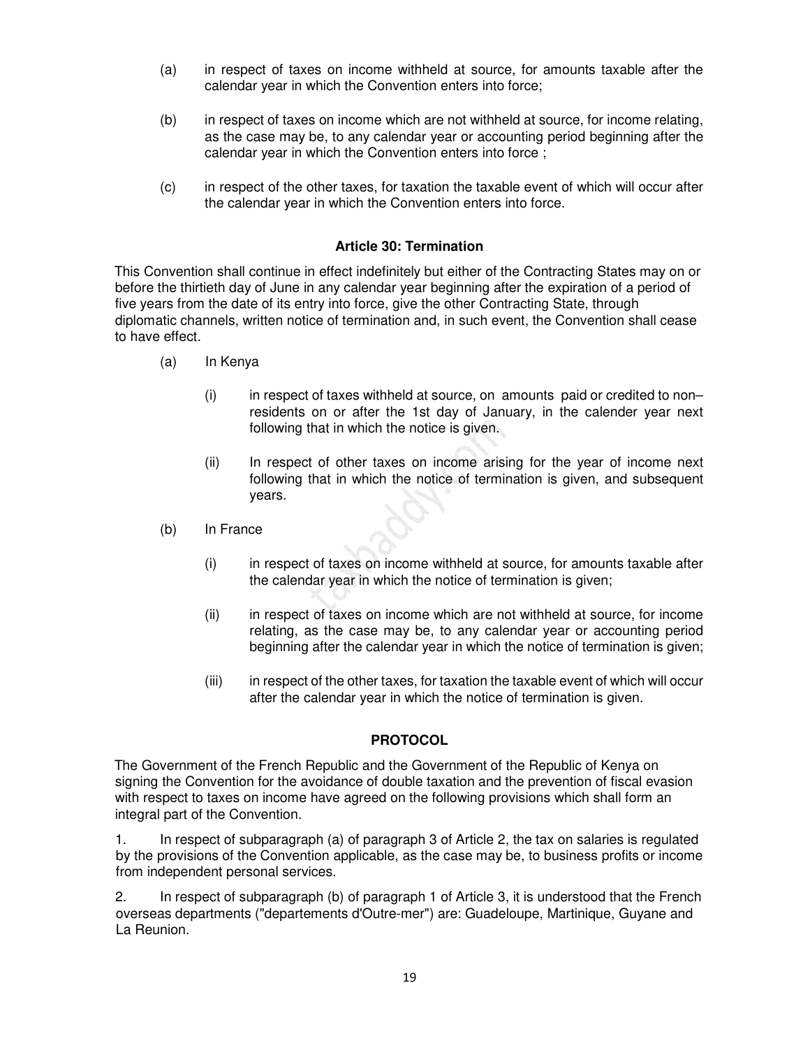(a) in respect of taxes on income withheld at source, for amounts taxable after the calendar year in which the Convention enters into force;

(b) in respect of taxes on income which are not withheld at source, for income relating, as the case may be, to any calendar year or accounting period beginning after the calendar year in which the Convention enters into force ;

(c) in respect of the other taxes, for taxation the taxable event of which will occur after the calendar year in which the Convention enters into force.

### Article 30: Termination

This Convention shall continue in effect indefinitely but either of the Contracting States may on or before the thirtieth day of June in any calendar year beginning after the expiration of a period of five years from the date of its entry into force, give the other Contracting State, through diplomatic channels, written notice of termination and, in such event, the Convention shall cease to have effect.

(a) In Kenya

(i) in respect of taxes withheld at source, on amounts paid or credited to non–residents on or after the 1st day of January, in the calender year next following that in which the notice is given.

(ii) In respect of other taxes on income arising for the year of income next following that in which the notice of termination is given, and subsequent years.

(b) In France

(i) in respect of taxes on income withheld at source, for amounts taxable after the calendar year in which the notice of termination is given;

(ii) in respect of taxes on income which are not withheld at source, for income relating, as the case may be, to any calendar year or accounting period beginning after the calendar year in which the notice of termination is given;

(iii) in respect of the other taxes, for taxation the taxable event of which will occur after the calendar year in which the notice of termination is given.

### PROTOCOL

The Government of the French Republic and the Government of the Republic of Kenya on signing the Convention for the avoidance of double taxation and the prevention of fiscal evasion with respect to taxes on income have agreed on the following provisions which shall form an integral part of the Convention.

1. In respect of subparagraph (a) of paragraph 3 of Article 2, the tax on salaries is regulated by the provisions of the Convention applicable, as the case may be, to business profits or income from independent personal services.

2. In respect of subparagraph (b) of paragraph 1 of Article 3, it is understood that the French overseas departments ("departements d'Outre-mer") are: Guadeloupe, Martinique, Guyane and La Reunion.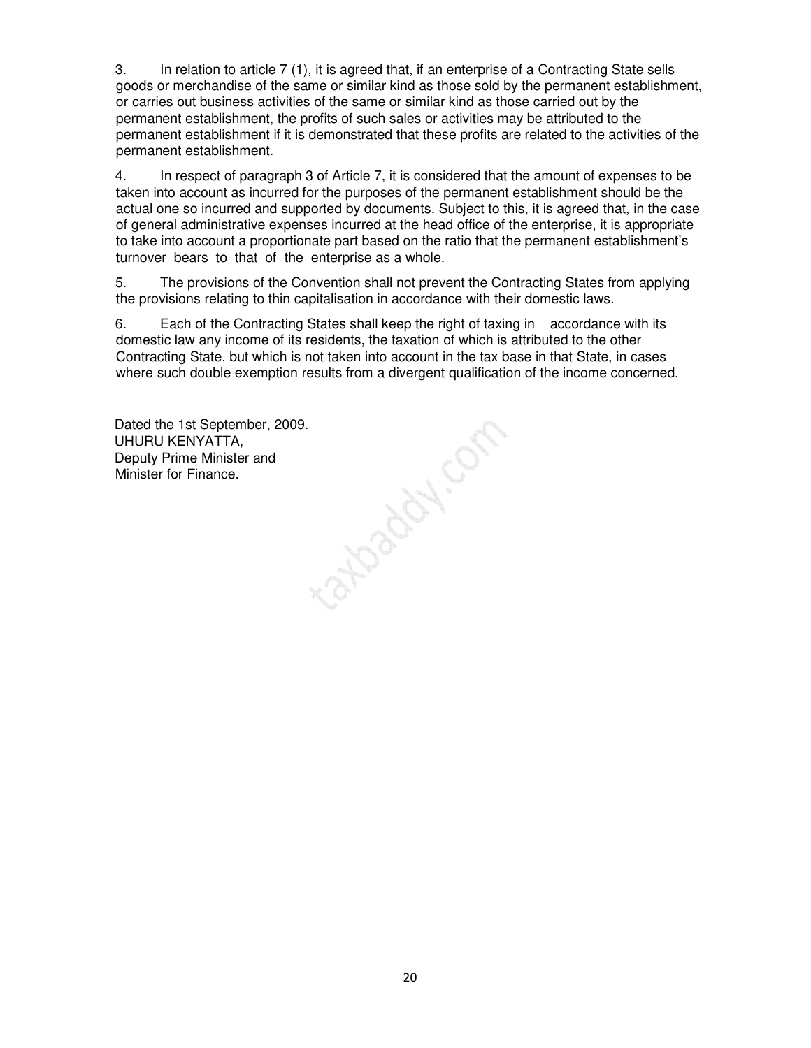3. In relation to article 7 (1), it is agreed that, if an enterprise of a Contracting State sells goods or merchandise of the same or similar kind as those sold by the permanent establishment, or carries out business activities of the same or similar kind as those carried out by the permanent establishment, the profits of such sales or activities may be attributed to the permanent establishment if it is demonstrated that these profits are related to the activities of the permanent establishment.

4. In respect of paragraph 3 of Article 7, it is considered that the amount of expenses to be taken into account as incurred for the purposes of the permanent establishment should be the actual one so incurred and supported by documents. Subject to this, it is agreed that, in the case of general administrative expenses incurred at the head office of the enterprise, it is appropriate to take into account a proportionate part based on the ratio that the permanent establishment's turnover bears to that of the enterprise as a whole.

5. The provisions of the Convention shall not prevent the Contracting States from applying the provisions relating to thin capitalisation in accordance with their domestic laws.

6. Each of the Contracting States shall keep the right of taxing in accordance with its domestic law any income of its residents, the taxation of which is attributed to the other Contracting State, but which is not taken into account in the tax base in that State, in cases where such double exemption results from a divergent qualification of the income concerned.

Dated the 1st September, 2009.
UHURU KENYATTA,
Deputy Prime Minister and
Minister for Finance.